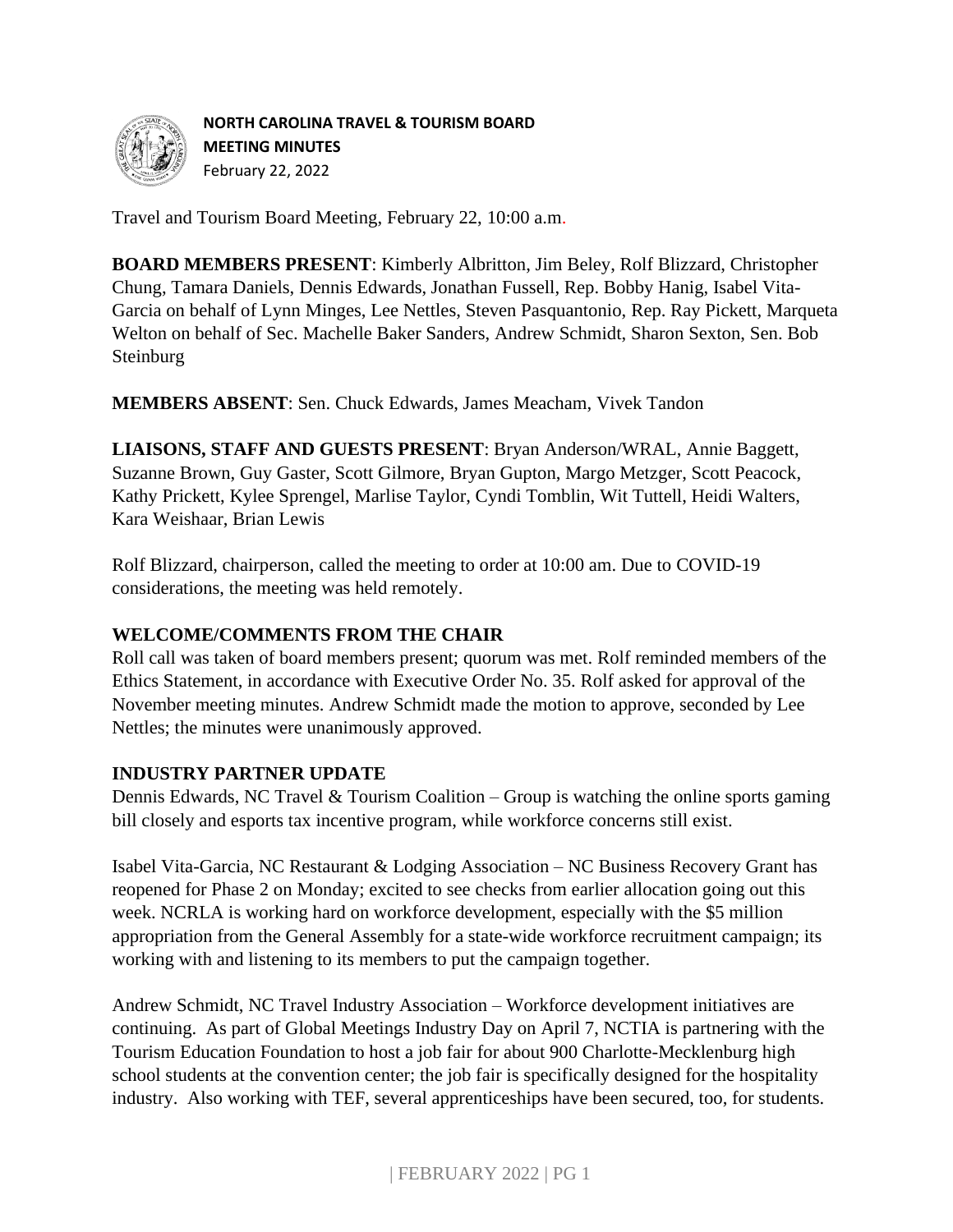**NORTH CAROLINA TRAVEL & TOURISM BOARD**
**MEETING MINUTES**
February 22, 2022

Travel and Tourism Board Meeting, February 22, 10:00 a.m.

**BOARD MEMBERS PRESENT**: Kimberly Albritton, Jim Beley, Rolf Blizzard, Christopher Chung, Tamara Daniels, Dennis Edwards, Jonathan Fussell, Rep. Bobby Hanig, Isabel Vita-Garcia on behalf of Lynn Minges, Lee Nettles, Steven Pasquantonio, Rep. Ray Pickett, Marqueta Welton on behalf of Sec. Machelle Baker Sanders, Andrew Schmidt, Sharon Sexton, Sen. Bob Steinburg

**MEMBERS ABSENT**: Sen. Chuck Edwards, James Meacham, Vivek Tandon

**LIAISONS, STAFF AND GUESTS PRESENT**: Bryan Anderson/WRAL, Annie Baggett, Suzanne Brown, Guy Gaster, Scott Gilmore, Bryan Gupton, Margo Metzger, Scott Peacock, Kathy Prickett, Kylee Sprengel, Marlise Taylor, Cyndi Tomblin, Wit Tuttell, Heidi Walters, Kara Weishaar, Brian Lewis

Rolf Blizzard, chairperson, called the meeting to order at 10:00 am. Due to COVID-19 considerations, the meeting was held remotely.

**WELCOME/COMMENTS FROM THE CHAIR**

Roll call was taken of board members present; quorum was met. Rolf reminded members of the Ethics Statement, in accordance with Executive Order No. 35. Rolf asked for approval of the November meeting minutes. Andrew Schmidt made the motion to approve, seconded by Lee Nettles; the minutes were unanimously approved.

**INDUSTRY PARTNER UPDATE**

Dennis Edwards, NC Travel & Tourism Coalition – Group is watching the online sports gaming bill closely and esports tax incentive program, while workforce concerns still exist.

Isabel Vita-Garcia, NC Restaurant & Lodging Association – NC Business Recovery Grant has reopened for Phase 2 on Monday; excited to see checks from earlier allocation going out this week. NCRLA is working hard on workforce development, especially with the $5 million appropriation from the General Assembly for a state-wide workforce recruitment campaign; its working with and listening to its members to put the campaign together.

Andrew Schmidt, NC Travel Industry Association – Workforce development initiatives are continuing. As part of Global Meetings Industry Day on April 7, NCTIA is partnering with the Tourism Education Foundation to host a job fair for about 900 Charlotte-Mecklenburg high school students at the convention center; the job fair is specifically designed for the hospitality industry. Also working with TEF, several apprenticeships have been secured, too, for students.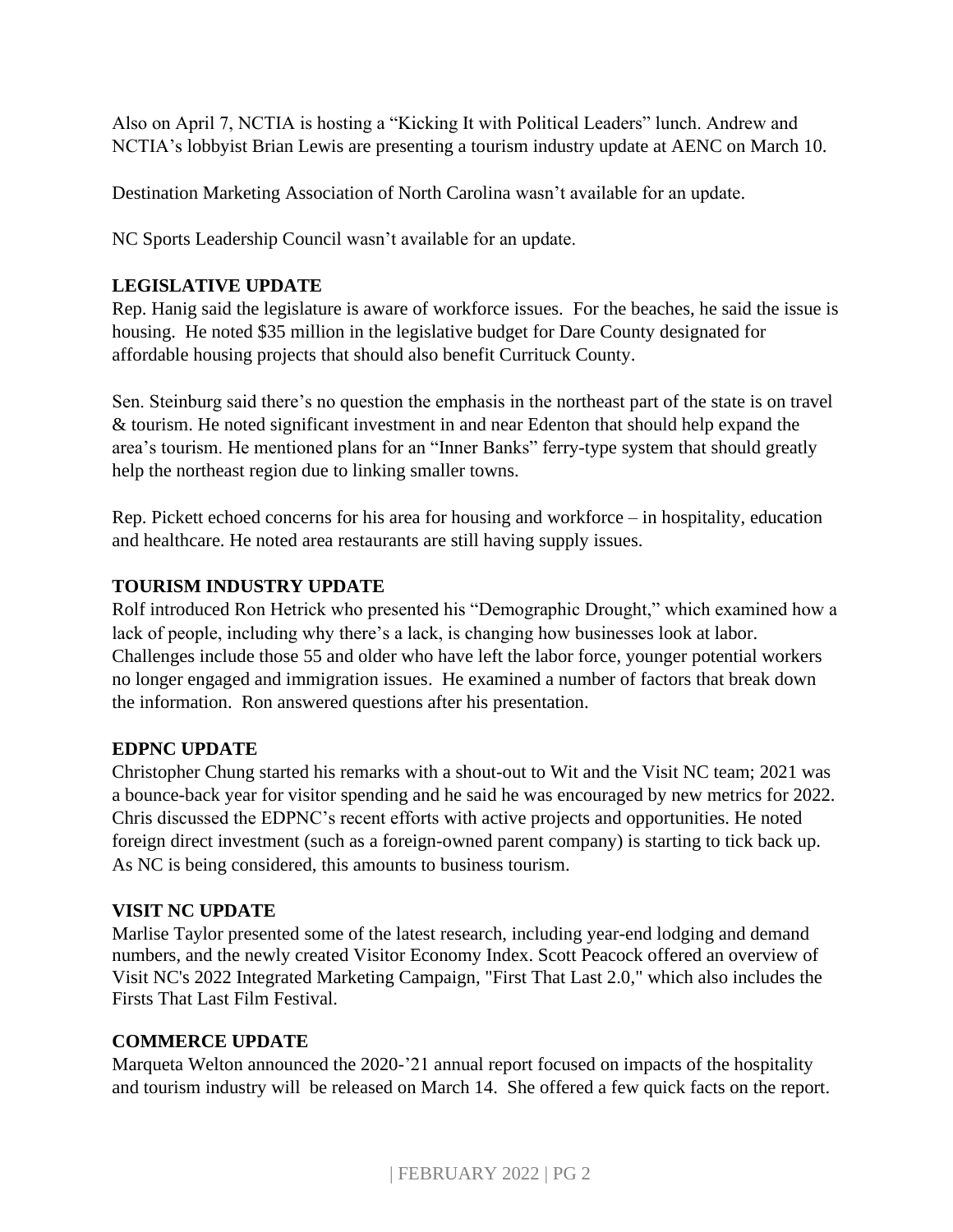Also on April 7, NCTIA is hosting a "Kicking It with Political Leaders" lunch. Andrew and NCTIA's lobbyist Brian Lewis are presenting a tourism industry update at AENC on March 10.

Destination Marketing Association of North Carolina wasn't available for an update.

NC Sports Leadership Council wasn't available for an update.

**LEGISLATIVE UPDATE**

Rep. Hanig said the legislature is aware of workforce issues. For the beaches, he said the issue is housing. He noted $35 million in the legislative budget for Dare County designated for affordable housing projects that should also benefit Currituck County.

Sen. Steinburg said there's no question the emphasis in the northeast part of the state is on travel & tourism. He noted significant investment in and near Edenton that should help expand the area's tourism. He mentioned plans for an "Inner Banks" ferry-type system that should greatly help the northeast region due to linking smaller towns.

Rep. Pickett echoed concerns for his area for housing and workforce – in hospitality, education and healthcare. He noted area restaurants are still having supply issues.

**TOURISM INDUSTRY UPDATE**

Rolf introduced Ron Hetrick who presented his "Demographic Drought," which examined how a lack of people, including why there's a lack, is changing how businesses look at labor. Challenges include those 55 and older who have left the labor force, younger potential workers no longer engaged and immigration issues. He examined a number of factors that break down the information. Ron answered questions after his presentation.

**EDPNC UPDATE**

Christopher Chung started his remarks with a shout-out to Wit and the Visit NC team; 2021 was a bounce-back year for visitor spending and he said he was encouraged by new metrics for 2022. Chris discussed the EDPNC's recent efforts with active projects and opportunities. He noted foreign direct investment (such as a foreign-owned parent company) is starting to tick back up. As NC is being considered, this amounts to business tourism.

**VISIT NC UPDATE**

Marlise Taylor presented some of the latest research, including year-end lodging and demand numbers, and the newly created Visitor Economy Index. Scott Peacock offered an overview of Visit NC's 2022 Integrated Marketing Campaign, "First That Last 2.0," which also includes the Firsts That Last Film Festival.

**COMMERCE UPDATE**

Marqueta Welton announced the 2020-'21 annual report focused on impacts of the hospitality and tourism industry will be released on March 14. She offered a few quick facts on the report.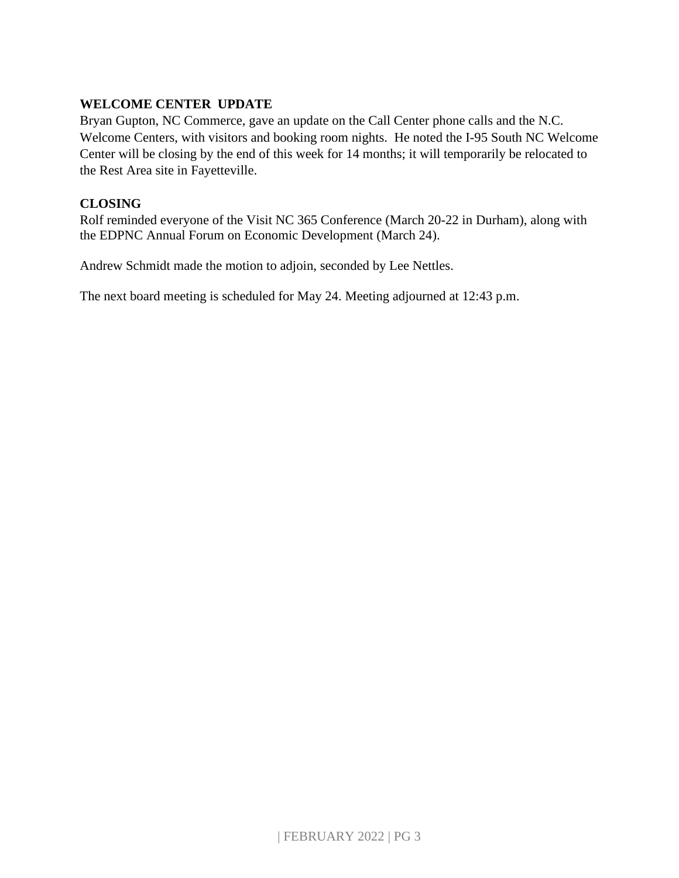**WELCOME CENTER UPDATE**

Bryan Gupton, NC Commerce, gave an update on the Call Center phone calls and the N.C. Welcome Centers, with visitors and booking room nights. He noted the I-95 South NC Welcome Center will be closing by the end of this week for 14 months; it will temporarily be relocated to the Rest Area site in Fayetteville.

**CLOSING**

Rolf reminded everyone of the Visit NC 365 Conference (March 20-22 in Durham), along with the EDPNC Annual Forum on Economic Development (March 24).

Andrew Schmidt made the motion to adjoin, seconded by Lee Nettles.

The next board meeting is scheduled for May 24. Meeting adjourned at 12:43 p.m.